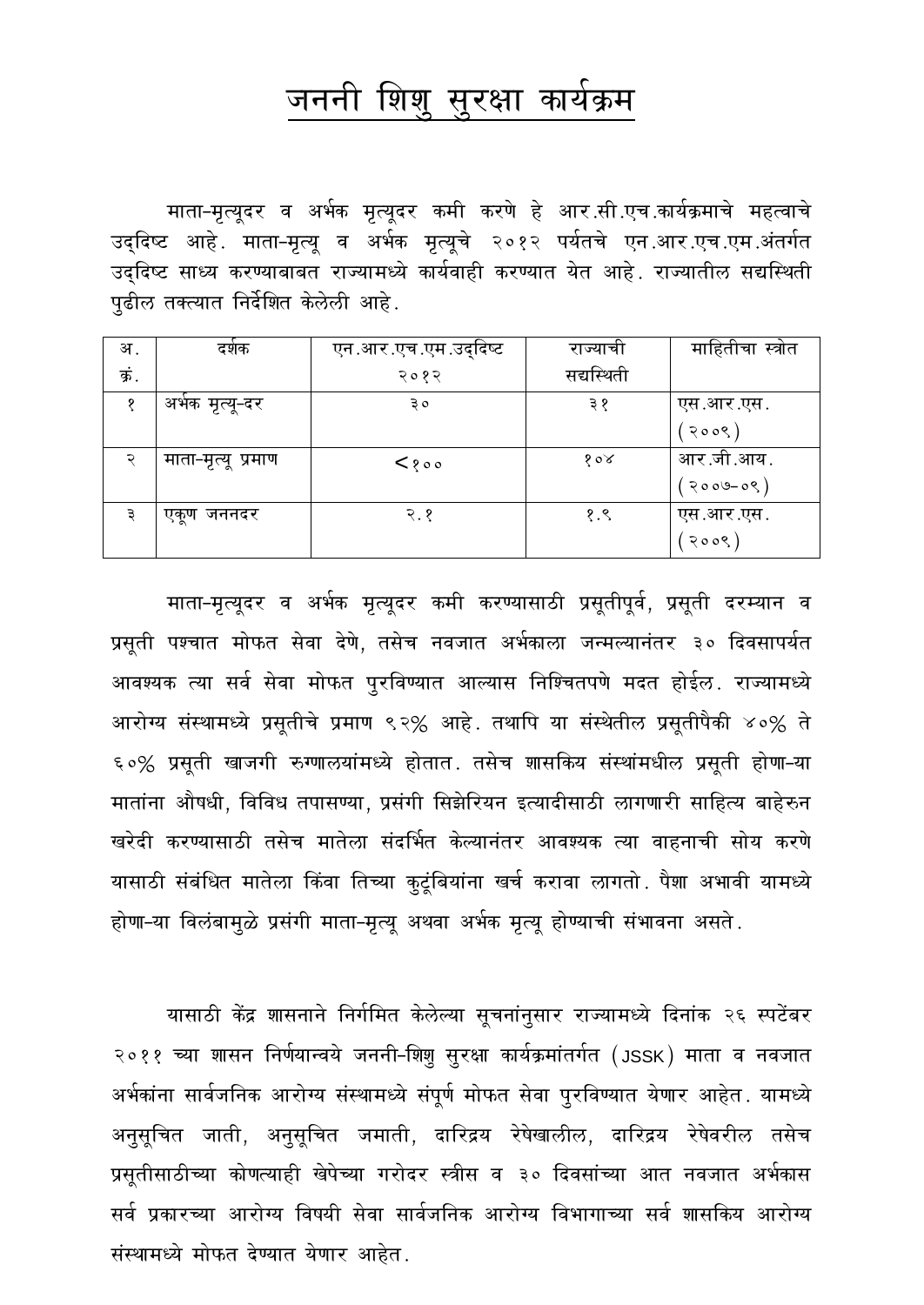# जननी शिशु सुरक्षा कार्यक्रम

माता-मृत्यूदर व अर्भक मृत्यूदर कमी करणे हे आर.सी.एच.कार्यक्रमाचे महत्वाचे उद्दिष्ट आहे. माता-मृत्यू व अर्भक मृत्यूचे २०१२ पर्यतचे एन.आर.एच.एम.अंतर्गत उद्दिष्ट साध्य करण्याबाबत राज्यामध्ये कार्यवाही करण्यात येत आहे. राज्यातील सद्यस्थिती पुढील तक्त्यात निर्देशित केलेली आहे.

| अ. क्रं. | दर्शक | एन.आर.एच.एम.उद्दिष्ट २०१२ | राज्याची सद्यस्थिती | माहितीचा स्त्रोत |
|---|---|---|---|---|
| १ | अर्भक मृत्यू-दर | ३० | ३१ | एस.आर.एस. (२००९) |
| २ | माता-मृत्यू प्रमाण | <१०० | १०४ | आर.जी.आय. (२००७-०९) |
| ३ | एकूण जननदर | २.१ | १.९ | एस.आर.एस. (२००९) |

माता-मृत्यूदर व अर्भक मृत्यूदर कमी करण्यासाठी प्रसूतीपूर्व, प्रसूती दरम्यान व प्रसूती पश्चात मोफत सेवा देणे, तसेच नवजात अर्भकाला जन्मल्यानंतर ३० दिवसापर्यत आवश्यक त्या सर्व सेवा मोफत पुरविण्यात आल्यास निश्चितपणे मदत होईल. राज्यामध्ये आरोग्य संस्थामध्ये प्रसूतीचे प्रमाण ९२% आहे. तथापि या संस्थेतील प्रसूतीपैकी ४०% ते ६०% प्रसूती खाजगी रुग्णालयांमध्ये होतात. तसेच शासकिय संस्थांमधील प्रसूती होणा-या मातांना औषधी, विविध तपासण्या, प्रसंगी सिझेरियन इत्यादीसाठी लागणारी साहित्य बाहेरुन खरेदी करण्यासाठी तसेच मातेला संदर्भित केल्यानंतर आवश्यक त्या वाहनाची सोय करणे यासाठी संबंधित मातेला किंवा तिच्या कुटूंबियांना खर्च करावा लागतो. पैशा अभावी यामध्ये होणा-या विलंबामुळे प्रसंगी माता-मृत्यू अथवा अर्भक मृत्यू होण्याची संभावना असते.

यासाठी केंद्र शासनाने निर्गमित केलेल्या सूचनांनुसार राज्यामध्ये दिनांक २६ स्पटेंबर २०११ च्या शासन निर्णयान्वये जननी-शिशु सुरक्षा कार्यक्रमांतर्गत (JSSK) माता व नवजात अर्भकांना सार्वजनिक आरोग्य संस्थामध्ये संपूर्ण मोफत सेवा पुरविण्यात येणार आहेत. यामध्ये अनुसूचित जाती, अनुसूचित जमाती, दारिद्रिय रेषेखालील, दारिद्रिय रेषेवरील तसेच प्रसूतीसाठीच्या कोणत्याही खेपेच्या गरोदर स्त्रीस व ३० दिवसांच्या आत नवजात अर्भकास सर्व प्रकारच्या आरोग्य विषयी सेवा सार्वजनिक आरोग्य विभागाच्या सर्व शासकिय आरोग्य संस्थामध्ये मोफत देण्यात येणार आहेत.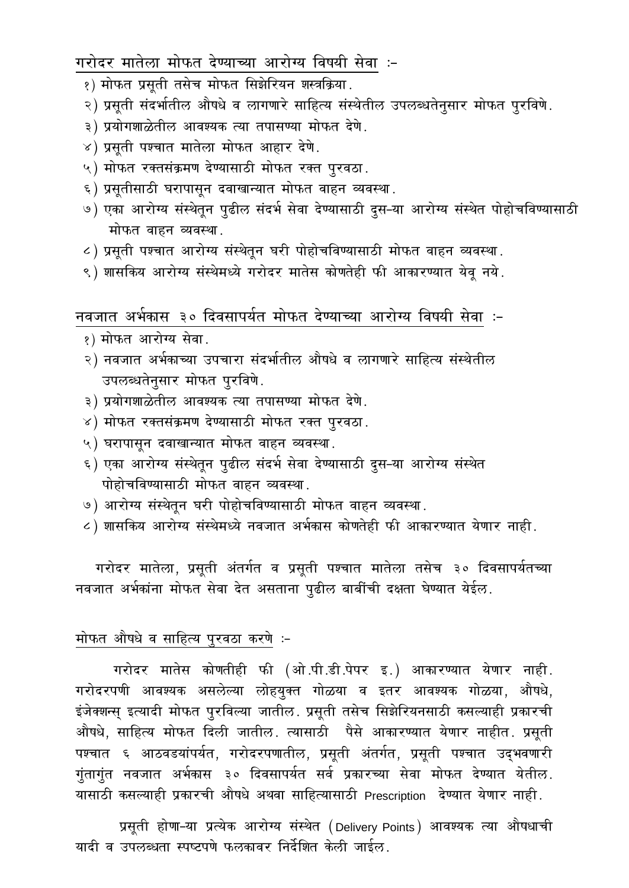## गरोदर मातेला मोफत देण्याच्या आरोग्य विषयी सेवा :-

१) मोफत प्रसूती तसेच मोफत सिझेरियन शस्त्रक्रिया.
२) प्रसूती संदर्भातील औषधे व लागणारे साहित्य संस्थेतील उपलब्धतेनुसार मोफत पुरविणे.
३) प्रयोगशाळेतील आवश्यक त्या तपासण्या मोफत देणे.
४) प्रसूती पश्चात मातेला मोफत आहार देणे.
५) मोफत रक्तसंक्रमण देण्यासाठी मोफत रक्त पुरवठा.
६) प्रसूतीसाठी घरापासून दवाखान्यात मोफत वाहन व्यवस्था.
७) एका आरोग्य संस्थेतून पुढील संदर्भ सेवा देण्यासाठी दुस-या आरोग्य संस्थेत पोहोचविण्यासाठी मोफत वाहन व्यवस्था.
८) प्रसूती पश्चात आरोग्य संस्थेतून घरी पोहोचविण्यासाठी मोफत वाहन व्यवस्था.
९) शासकिय आरोग्य संस्थेमध्ये गरोदर मातेस कोणतेही फी आकारण्यात येवू नये.

## नवजात अर्भकास ३० दिवसापर्यंत मोफत देण्याच्या आरोग्य विषयी सेवा :-

१) मोफत आरोग्य सेवा.
२) नवजात अर्भकाच्या उपचारा संदर्भातील औषधे व लागणारे साहित्य संस्थेतील उपलब्धतेनुसार मोफत पुरविणे.
३) प्रयोगशाळेतील आवश्यक त्या तपासण्या मोफत देणे.
४) मोफत रक्तसंक्रमण देण्यासाठी मोफत रक्त पुरवठा.
५) घरापासून दवाखान्यात मोफत वाहन व्यवस्था.
६) एका आरोग्य संस्थेतून पुढील संदर्भ सेवा देण्यासाठी दुस-या आरोग्य संस्थेत पोहोचविण्यासाठी मोफत वाहन व्यवस्था.
७) आरोग्य संस्थेतून घरी पोहोचविण्यासाठी मोफत वाहन व्यवस्था.
८) शासकिय आरोग्य संस्थेमध्ये नवजात अर्भकास कोणतेही फी आकारण्यात येणार नाही.

गरोदर मातेला, प्रसूती अंतर्गत व प्रसूती पश्चात मातेला तसेच ३० दिवसापर्यंतच्या नवजात अर्भकांना मोफत सेवा देत असताना पुढील बाबींची दक्षता घेण्यात येईल.

## मोफत औषधे व साहित्य पुरवठा करणे :-

गरोदर मातेस कोणतीही फी (ओ.पी.डी.पेपर इ.) आकारण्यात येणार नाही. गरोदरपणी आवश्यक असलेल्या लोहयुक्त गोळया व इतर आवश्यक गोळया, औषधे, इंजेक्शन्स् इत्यादी मोफत पुरविल्या जातील. प्रसूती तसेच सिझेरियनसाठी कसल्याही प्रकारची औषधे, साहित्य मोफत दिली जातील. त्यासाठी पैसे आकारण्यात येणार नाहीत. प्रसूती पश्चात ६ आठवडयांपर्यंत, गरोदरपणातील, प्रसूती अंतर्गत, प्रसूती पश्चात उद्‌भवणारी गुंतागुंत नवजात अर्भकास ३० दिवसापर्यंत सर्व प्रकारच्या सेवा मोफत देण्यात येतील. यासाठी कसल्याही प्रकारची औषधे अथवा साहित्यासाठी Prescription देण्यात येणार नाही.

प्रसूती होणा-या प्रत्येक आरोग्य संस्थेत (Delivery Points) आवश्यक त्या औषधाची यादी व उपलब्धता स्पष्टपणे फलकावर निर्देशित केली जाईल.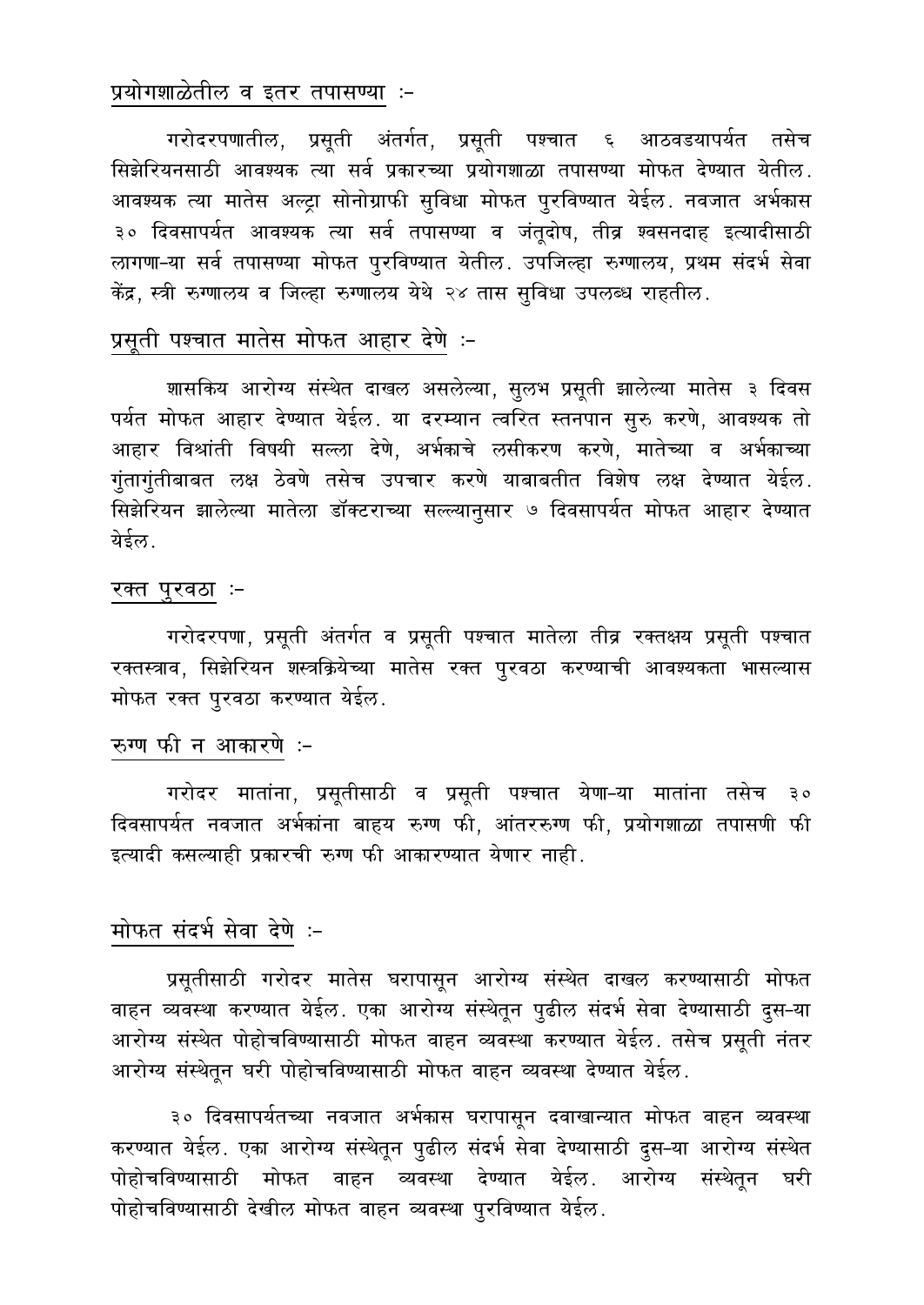## प्रयोगशाळेतील व इतर तपासण्या :-

गरोदरपणातील, प्रसूती अंतर्गत, प्रसूती पश्चात ६ आठवडयापर्यंत तसेच सिझेरियनसाठी आवश्यक त्या सर्व प्रकारच्या प्रयोगशाळा तपासण्या मोफत देण्यात येतील. आवश्यक त्या मातेस अल्ट्रा सोनोग्राफी सुविधा मोफत पुरविण्यात येईल. नवजात अर्भकास ३० दिवसापर्यंत आवश्यक त्या सर्व तपासण्या व जंतूदोष, तीव्र श्वसनदाह इत्यादीसाठी लागणा-या सर्व तपासण्या मोफत पुरविण्यात येतील. उपजिल्हा रुग्णालय, प्रथम संदर्भ सेवा केंद्र, स्त्री रुग्णालय व जिल्हा रुग्णालय येथे २४ तास सुविधा उपलब्ध राहतील.

## प्रसूती पश्चात मातेस मोफत आहार देणे :-

शासकिय आरोग्य संस्थेत दाखल असलेल्या, सुलभ प्रसूती झालेल्या मातेस ३ दिवस पर्यत मोफत आहार देण्यात येईल. या दरम्यान त्वरित स्तनपान सुरु करणे, आवश्यक तो आहार विश्रांती विषयी सल्ला देणे, अर्भकाचे लसीकरण करणे, मातेच्या व अर्भकाच्या गुंतागुंतीबाबत लक्ष ठेवणे तसेच उपचार करणे याबाबतीत विशेष लक्ष देण्यात येईल. सिझेरियन झालेल्या मातेला डॉक्टराच्या सल्ल्यानुसार ७ दिवसापर्यत मोफत आहार देण्यात येईल.

## रक्त पुरवठा :-

गरोदरपणा, प्रसूती अंतर्गत व प्रसूती पश्चात मातेला तीव्र रक्तक्षय प्रसूती पश्चात रक्तस्त्राव, सिझेरियन शस्त्रक्रियेच्या मातेस रक्त पुरवठा करण्याची आवश्यकता भासल्यास मोफत रक्त पुरवठा करण्यात येईल.

## रुग्ण फी न आकारणे :-

गरोदर मातांना, प्रसूतीसाठी व प्रसूती पश्चात येणा-या मातांना तसेच ३० दिवसापर्यत नवजात अर्भकांना बाहय रुग्ण फी, आंतररुग्ण फी, प्रयोगशाळा तपासणी फी इत्यादी कसल्याही प्रकारची रुग्ण फी आकारण्यात येणार नाही.

## मोफत संदर्भ सेवा देणे :-

प्रसूतीसाठी गरोदर मातेस घरापासून आरोग्य संस्थेत दाखल करण्यासाठी मोफत वाहन व्यवस्था करण्यात येईल. एका आरोग्य संस्थेतून पुढील संदर्भ सेवा देण्यासाठी दुस-या आरोग्य संस्थेत पोहोचविण्यासाठी मोफत वाहन व्यवस्था करण्यात येईल. तसेच प्रसूती नंतर आरोग्य संस्थेतून घरी पोहोचविण्यासाठी मोफत वाहन व्यवस्था देण्यात येईल.

३० दिवसापर्यतच्या नवजात अर्भकास घरापासून दवाखान्यात मोफत वाहन व्यवस्था करण्यात येईल. एका आरोग्य संस्थेतून पुढील संदर्भ सेवा देण्यासाठी दुस-या आरोग्य संस्थेत पोहोचविण्यासाठी मोफत वाहन व्यवस्था देण्यात येईल. आरोग्य संस्थेतून घरी पोहोचविण्यासाठी देखील मोफत वाहन व्यवस्था पुरविण्यात येईल.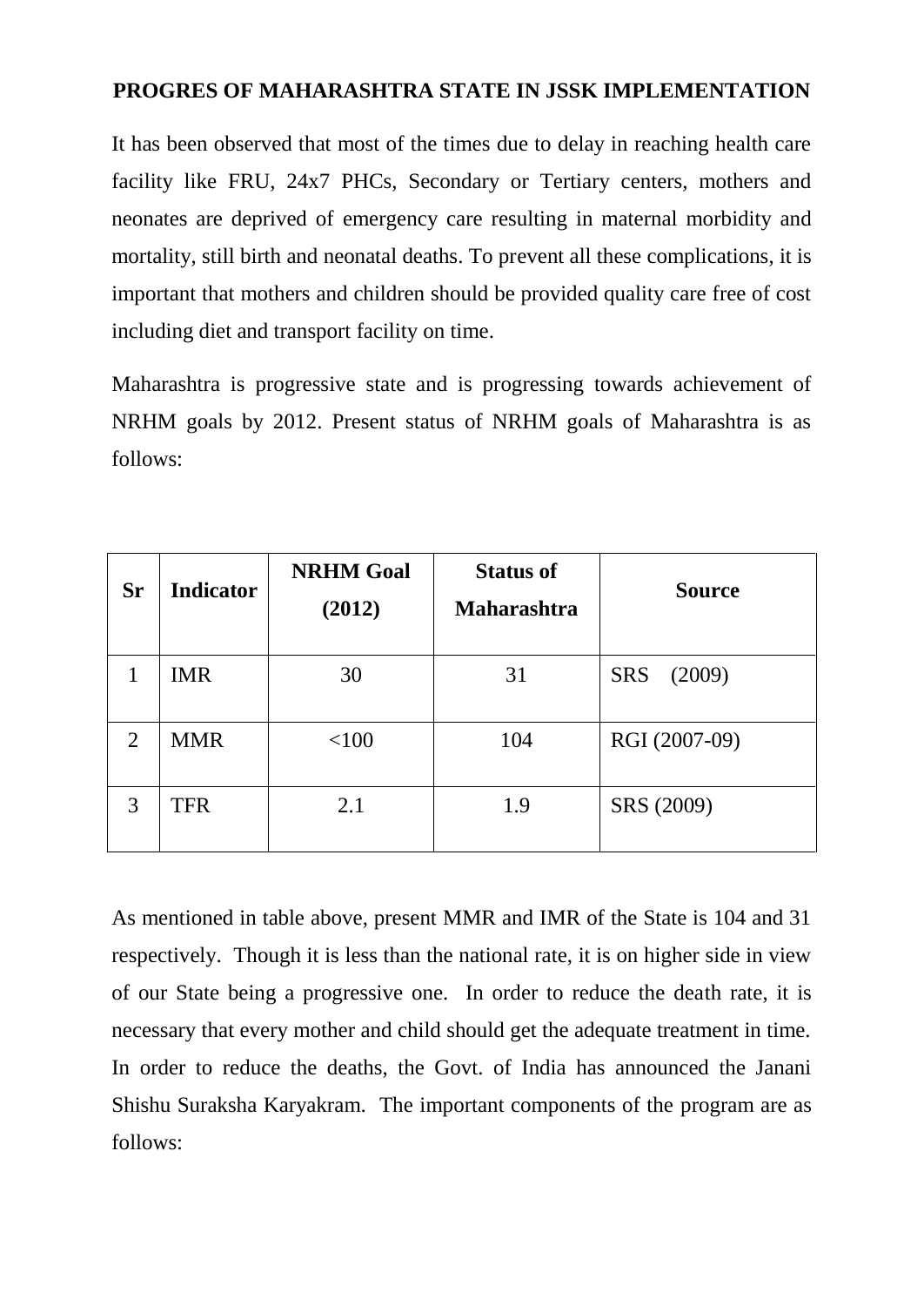**PROGRES OF MAHARASHTRA STATE IN JSSK IMPLEMENTATION**

It has been observed that most of the times due to delay in reaching health care facility like FRU, 24x7 PHCs, Secondary or Tertiary centers, mothers and neonates are deprived of emergency care resulting in maternal morbidity and mortality, still birth and neonatal deaths. To prevent all these complications, it is important that mothers and children should be provided quality care free of cost including diet and transport facility on time.

Maharashtra is progressive state and is progressing towards achievement of NRHM goals by 2012. Present status of NRHM goals of Maharashtra is as follows:

| Sr | Indicator | NRHM Goal (2012) | Status of Maharashtra | Source |
|---|---|---|---|---|
| 1 | IMR | 30 | 31 | SRS (2009) |
| 2 | MMR | <100 | 104 | RGI (2007-09) |
| 3 | TFR | 2.1 | 1.9 | SRS (2009) |

As mentioned in table above, present MMR and IMR of the State is 104 and 31 respectively. Though it is less than the national rate, it is on higher side in view of our State being a progressive one. In order to reduce the death rate, it is necessary that every mother and child should get the adequate treatment in time. In order to reduce the deaths, the Govt. of India has announced the Janani Shishu Suraksha Karyakram. The important components of the program are as follows: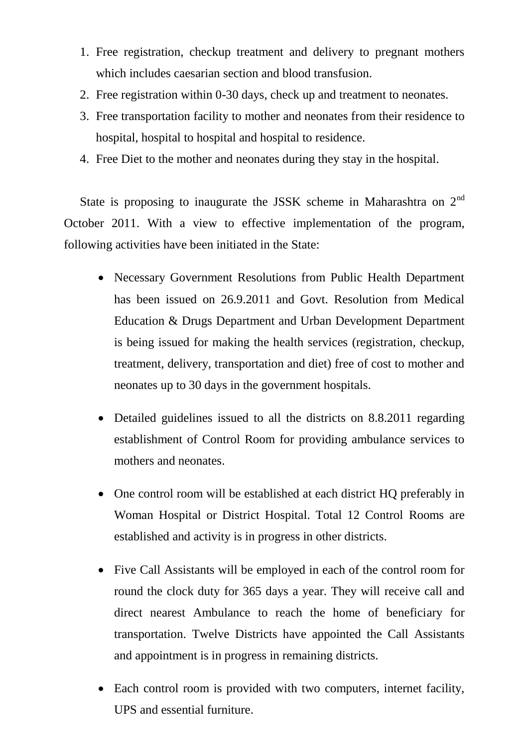1. Free registration, checkup treatment and delivery to pregnant mothers which includes caesarian section and blood transfusion.
2. Free registration within 0-30 days, check up and treatment to neonates.
3. Free transportation facility to mother and neonates from their residence to hospital, hospital to hospital and hospital to residence.
4. Free Diet to the mother and neonates during they stay in the hospital.

State is proposing to inaugurate the JSSK scheme in Maharashtra on 2nd October 2011. With a view to effective implementation of the program, following activities have been initiated in the State:

- Necessary Government Resolutions from Public Health Department has been issued on 26.9.2011 and Govt. Resolution from Medical Education & Drugs Department and Urban Development Department is being issued for making the health services (registration, checkup, treatment, delivery, transportation and diet) free of cost to mother and neonates up to 30 days in the government hospitals.

- Detailed guidelines issued to all the districts on 8.8.2011 regarding establishment of Control Room for providing ambulance services to mothers and neonates.

- One control room will be established at each district HQ preferably in Woman Hospital or District Hospital. Total 12 Control Rooms are established and activity is in progress in other districts.

- Five Call Assistants will be employed in each of the control room for round the clock duty for 365 days a year. They will receive call and direct nearest Ambulance to reach the home of beneficiary for transportation. Twelve Districts have appointed the Call Assistants and appointment is in progress in remaining districts.

- Each control room is provided with two computers, internet facility, UPS and essential furniture.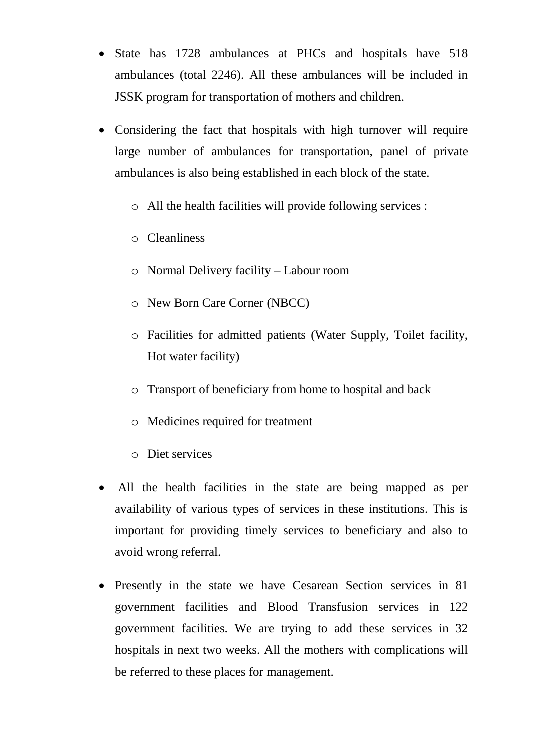- State has 1728 ambulances at PHCs and hospitals have 518 ambulances (total 2246). All these ambulances will be included in JSSK program for transportation of mothers and children.
- Considering the fact that hospitals with high turnover will require large number of ambulances for transportation, panel of private ambulances is also being established in each block of the state.
  - All the health facilities will provide following services :
  - Cleanliness
  - Normal Delivery facility – Labour room
  - New Born Care Corner (NBCC)
  - Facilities for admitted patients (Water Supply, Toilet facility, Hot water facility)
  - Transport of beneficiary from home to hospital and back
  - Medicines required for treatment
  - Diet services
- All the health facilities in the state are being mapped as per availability of various types of services in these institutions. This is important for providing timely services to beneficiary and also to avoid wrong referral.
- Presently in the state we have Cesarean Section services in 81 government facilities and Blood Transfusion services in 122 government facilities. We are trying to add these services in 32 hospitals in next two weeks. All the mothers with complications will be referred to these places for management.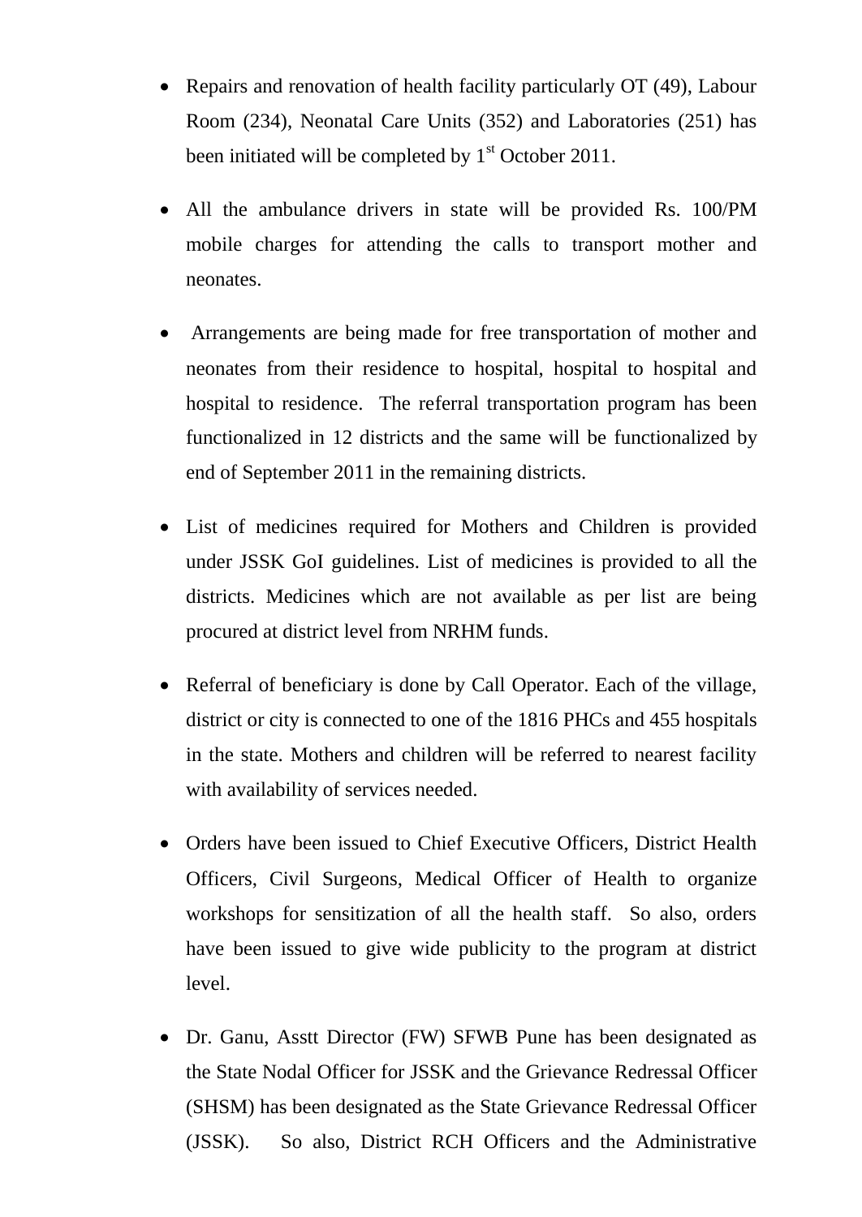- Repairs and renovation of health facility particularly OT (49), Labour Room (234), Neonatal Care Units (352) and Laboratories (251) has been initiated will be completed by 1st October 2011.

- All the ambulance drivers in state will be provided Rs. 100/PM mobile charges for attending the calls to transport mother and neonates.

- Arrangements are being made for free transportation of mother and neonates from their residence to hospital, hospital to hospital and hospital to residence. The referral transportation program has been functionalized in 12 districts and the same will be functionalized by end of September 2011 in the remaining districts.

- List of medicines required for Mothers and Children is provided under JSSK GoI guidelines. List of medicines is provided to all the districts. Medicines which are not available as per list are being procured at district level from NRHM funds.

- Referral of beneficiary is done by Call Operator. Each of the village, district or city is connected to one of the 1816 PHCs and 455 hospitals in the state. Mothers and children will be referred to nearest facility with availability of services needed.

- Orders have been issued to Chief Executive Officers, District Health Officers, Civil Surgeons, Medical Officer of Health to organize workshops for sensitization of all the health staff. So also, orders have been issued to give wide publicity to the program at district level.

- Dr. Ganu, Asstt Director (FW) SFWB Pune has been designated as the State Nodal Officer for JSSK and the Grievance Redressal Officer (SHSM) has been designated as the State Grievance Redressal Officer (JSSK). So also, District RCH Officers and the Administrative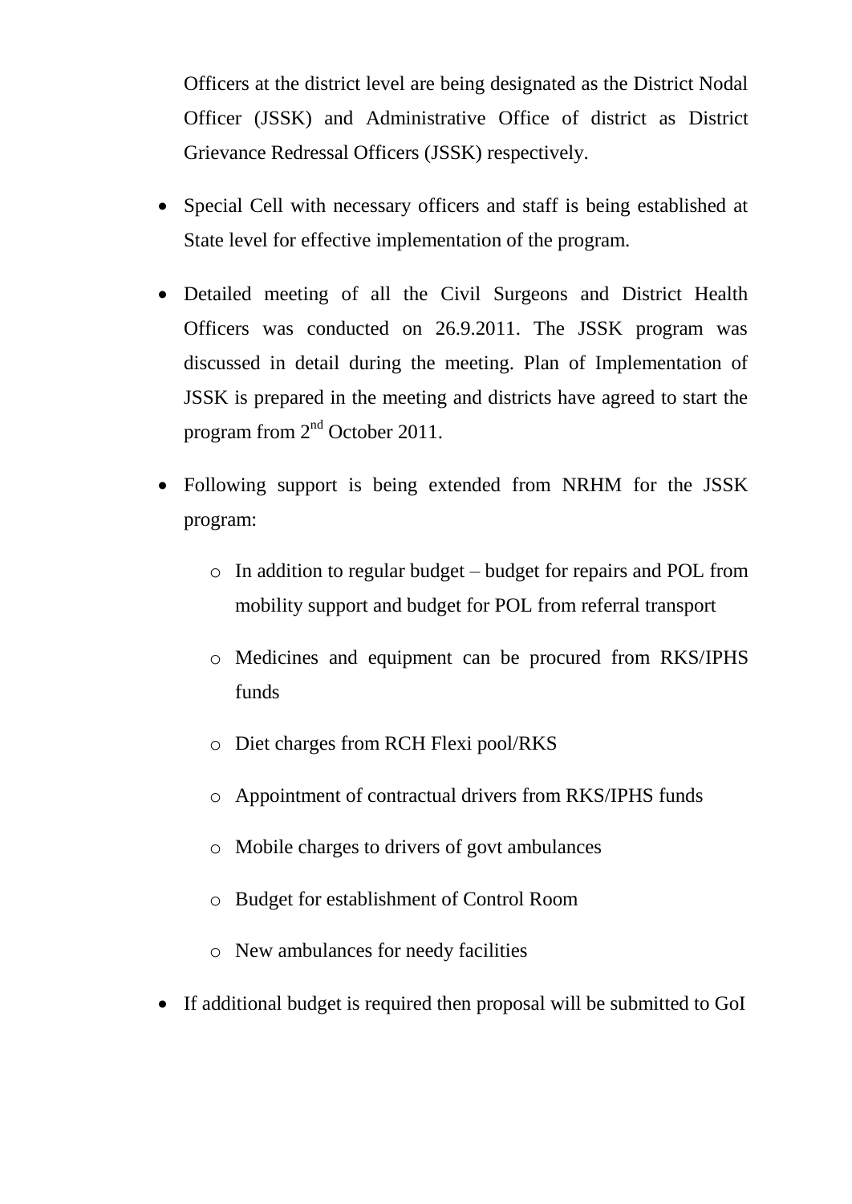Officers at the district level are being designated as the District Nodal Officer (JSSK) and Administrative Office of district as District Grievance Redressal Officers (JSSK) respectively.

- Special Cell with necessary officers and staff is being established at State level for effective implementation of the program.
- Detailed meeting of all the Civil Surgeons and District Health Officers was conducted on 26.9.2011. The JSSK program was discussed in detail during the meeting. Plan of Implementation of JSSK is prepared in the meeting and districts have agreed to start the program from 2nd October 2011.
- Following support is being extended from NRHM for the JSSK program:
  - In addition to regular budget – budget for repairs and POL from mobility support and budget for POL from referral transport
  - Medicines and equipment can be procured from RKS/IPHS funds
  - Diet charges from RCH Flexi pool/RKS
  - Appointment of contractual drivers from RKS/IPHS funds
  - Mobile charges to drivers of govt ambulances
  - Budget for establishment of Control Room
  - New ambulances for needy facilities
- If additional budget is required then proposal will be submitted to GoI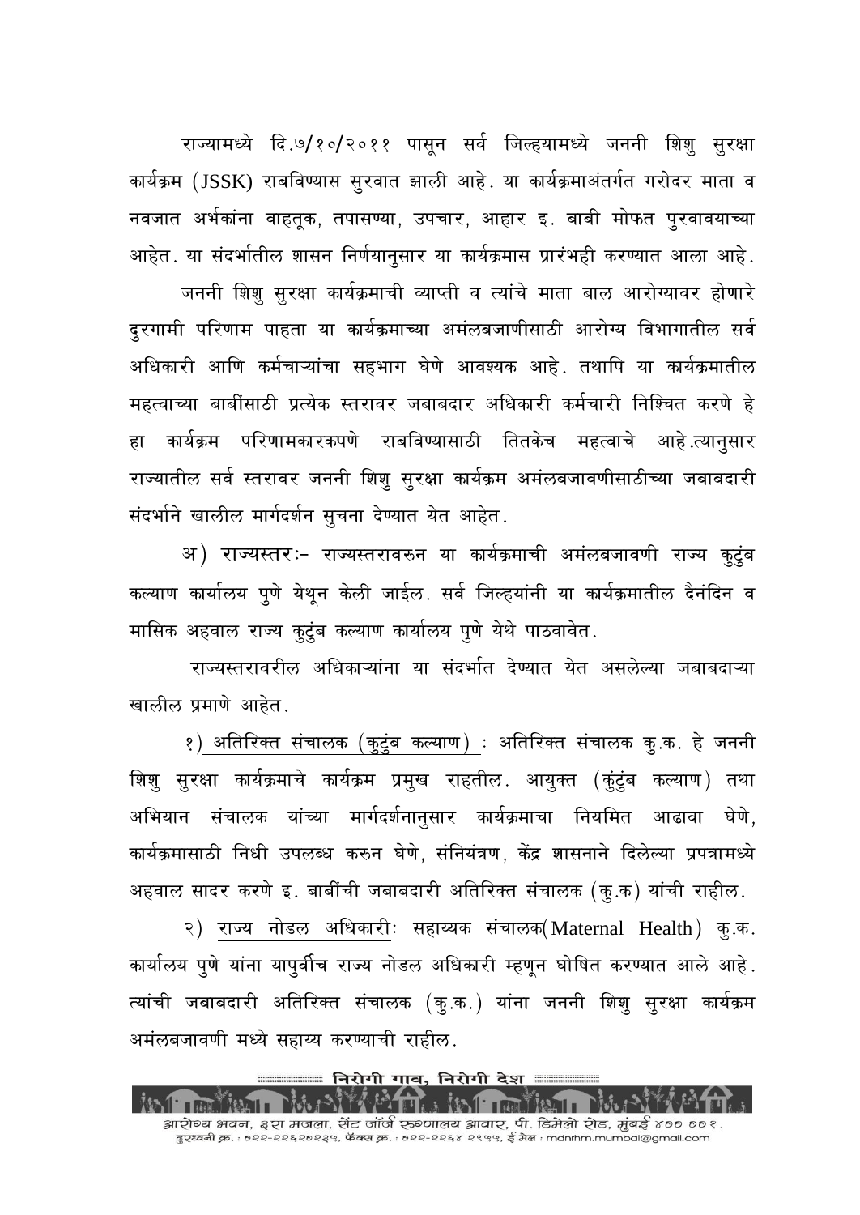राज्यामध्ये दि.७/१०/२०११ पासून सर्व जिल्हयामध्ये जननी शिशु सुरक्षा कार्यक्रम (JSSK) राबविण्यास सुरवात झाली आहे. या कार्यक्रमाअंतर्गत गरोदर माता व नवजात अर्भकांना वाहतूक, तपासण्या, उपचार, आहार इ. बाबी मोफत पुरवावयाच्या आहेत. या संदर्भातील शासन निर्णयानुसार या कार्यक्रमास प्रारंभही करण्यात आला आहे.

जननी शिशु सुरक्षा कार्यक्रमाची व्याप्ती व त्यांचे माता बाल आरोग्यावर होणारे दुरगामी परिणाम पाहता या कार्यक्रमाच्या अमंलबजाणीसाठी आरोग्य विभागातील सर्व अधिकारी आणि कर्मचाऱ्यांचा सहभाग घेणे आवश्यक आहे. तथापि या कार्यक्रमातील महत्वाच्या बाबींसाठी प्रत्येक स्तरावर जबाबदार अधिकारी कर्मचारी निश्चित करणे हे हा कार्यक्रम परिणामकारकपणे राबविण्यासाठी तितकेच महत्वाचे आहे.त्यानुसार राज्यातील सर्व स्तरावर जननी शिशु सुरक्षा कार्यक्रम अमंलबजावणीसाठीच्या जबाबदारी संदर्भाने खालील मार्गदर्शन सुचना देण्यात येत आहेत.

अ) **राज्यस्तरः-** राज्यस्तरावरुन या कार्यक्रमाची अमंलबजावणी राज्य कुटुंब कल्याण कार्यालय पुणे येथून केली जाईल. सर्व जिल्हयांनी या कार्यक्रमातील दैनंदिन व मासिक अहवाल राज्य कुटुंब कल्याण कार्यालय पुणे येथे पाठवावेत.

राज्यस्तरावरील अधिकाऱ्यांना या संदर्भात देण्यात येत असलेल्या जबाबदाऱ्या खालील प्रमाणे आहेत.

१) <u>अतिरिक्त संचालक (कुटुंब कल्याण)</u> : अतिरिक्त संचालक कु.क. हे जननी शिशु सुरक्षा कार्यक्रमाचे कार्यक्रम प्रमुख राहतील. आयुक्त (कुंटुंब कल्याण) तथा अभियान संचालक यांच्या मार्गदर्शनानुसार कार्यक्रमाचा नियमित आढावा घेणे, कार्यक्रमासाठी निधी उपलब्ध करुन घेणे, संनियंत्रण, केंद्र शासनाने दिलेल्या प्रपत्रामध्ये अहवाल सादर करणे इ. बाबींची जबाबदारी अतिरिक्त संचालक (कु.क) यांची राहील.

२) <u>राज्य नोडल अधिकारीः</u> सहाय्यक संचालक(Maternal Health) कु.क. कार्यालय पुणे यांना यापुर्वीच राज्य नोडल अधिकारी म्हणून घोषित करण्यात आले आहे. त्यांची जबाबदारी अतिरिक्त संचालक (कु.क.) यांना जननी शिशु सुरक्षा कार्यक्रम अमंलबजावणी मध्ये सहाय्य करण्याची राहील.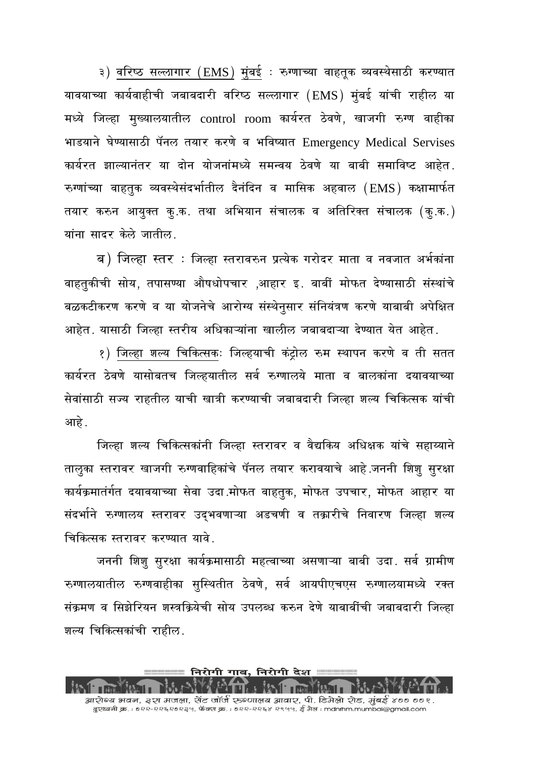३) <u>वरिष्ठ सल्लागार (EMS) मुंबई</u> : रुग्णाच्या वाहतूक व्यवस्थेसाठी करण्यात यावयाच्या कार्यवाहीची जबाबदारी वरिष्ठ सल्लागार (EMS) मुंबई यांची राहील या मध्ये जिल्हा मुख्यालयातील control room कार्यरत ठेवणे, खाजगी रुग्ण वाहीका भाडयाने घेण्यासाठी पॅनल तयार करणे व भविष्यात Emergency Medical Servises कार्यरत झाल्यानंतर या दोन योजनांमध्ये समन्वय ठेवणे या बाबी समाविष्ट आहेत. रुग्णांच्या वाहतुक व्यवस्थेसंदर्भातील दैनंदिन व मासिक अहवाल (EMS) कक्षामार्फत तयार करुन आयुक्त कु.क. तथा अभियान संचालक व अतिरिक्त संचालक (कु.क.) यांना सादर केले जातील.

ब) जिल्हा स्तर : जिल्हा स्तरावरुन प्रत्येक गरोदर माता व नवजात अर्भकांना वाहतुकीची सोय, तपासण्या औषधोपचार ,आहार इ. बाबीं मोफत देण्यासाठी संस्थांचे बळकटीकरण करणे व या योजनेचे आरोग्य संस्थेनुसार संनियंत्रण करणे याबाबी अपेक्षित आहेत. यासाठी जिल्हा स्तरीय अधिकाऱ्यांना खालील जबाबदाऱ्या देण्यात येत आहेत.

१) <u>जिल्हा शल्य चिकित्सक</u>: जिल्हयाची कंट्रोल रुम स्थापन करणे व ती सतत कार्यरत ठेवणे यासोबतच जिल्हयातील सर्व रुग्णालये माता व बालकांना दयावयाच्या सेवांसाठी सज्य राहतील याची खात्री करण्याची जबाबदारी जिल्हा शल्य चिकित्सक यांची आहे.

जिल्हा शल्य चिकित्सकांनी जिल्हा स्तरावर व वैद्यकिय अधिक्षक यांचे सहाय्याने तालुका स्तरावर खाजगी रुग्णवाहिकांचे पॅनल तयार करावयाचे आहे.जननी शिशु सुरक्षा कार्यक्रमातंर्गत दयावयाच्या सेवा उदा.मोफत वाहतुक, मोफत उपचार, मोफत आहार या संदर्भाने रुग्णालय स्तरावर उद्‌भवणाऱ्या अडचणी व तक्रारीचे निवारण जिल्हा शल्य चिकित्सक स्तरावर करण्यात यावे.

जननी शिशु सुरक्षा कार्यक्रमासाठी महत्वाच्या असणाऱ्या बाबी उदा. सर्व ग्रामीण रुग्णालयातील रुग्णवाहीका सुस्थितीत ठेवणे, सर्व आयपीएचएस रुग्णालयामध्ये रक्त संक्रमण व सिझेरियन शस्त्रक्रियेची सोय उपलब्ध करुन देणे याबाबींची जबाबदारी जिल्हा शल्य चिकित्सकांची राहील.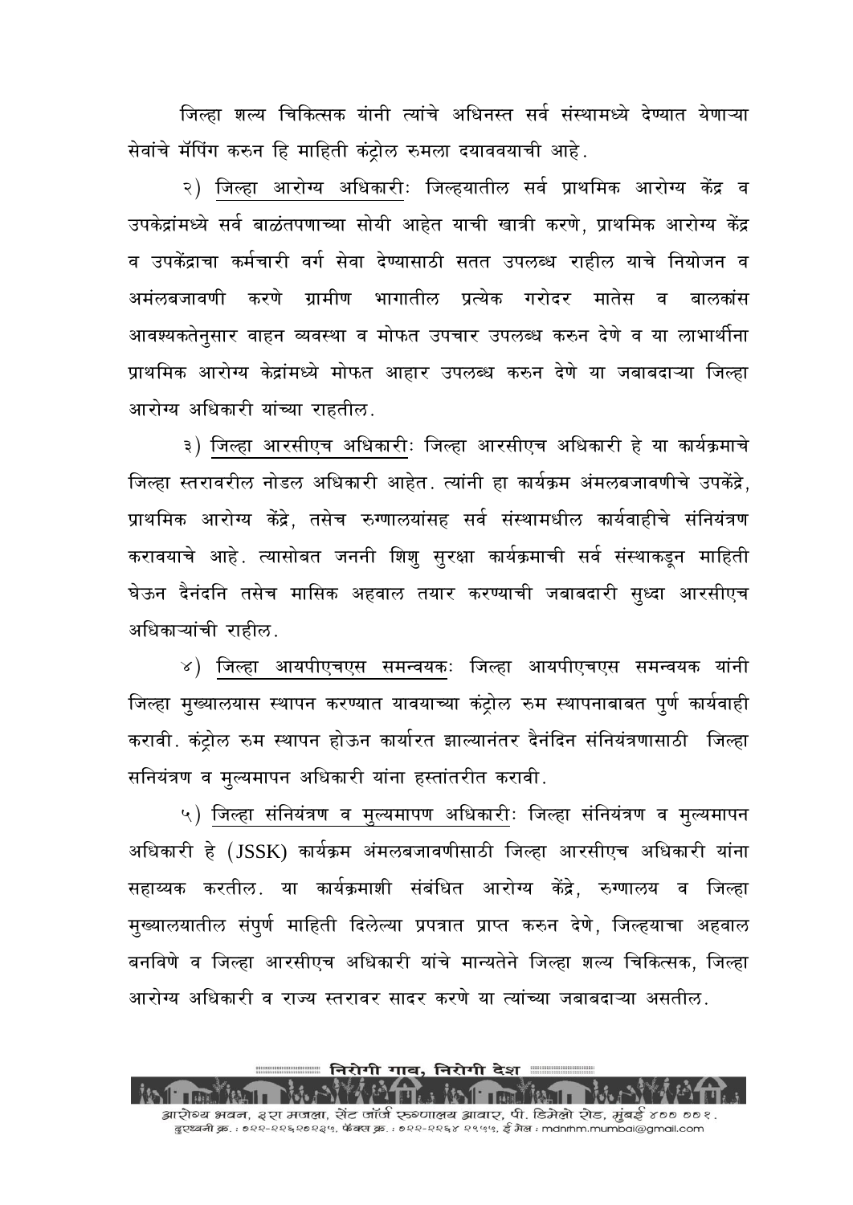जिल्हा शल्य चिकित्सक यांनी त्यांचे अधिनस्त सर्व संस्थामध्ये देण्यात येणाऱ्या सेवांचे मॅपिंग करुन हि माहिती कंट्रोल रुमला दयाववयाची आहे.

२) <u>जिल्हा आरोग्य अधिकारी</u>: जिल्हयातील सर्व प्राथमिक आरोग्य केंद्र व उपकेद्रांमध्ये सर्व बाळंतपणाच्या सोयी आहेत याची खात्री करणे, प्राथमिक आरोग्य केंद्र व उपकेंद्राचा कर्मचारी वर्ग सेवा देण्यासाठी सतत उपलब्ध राहील याचे नियोजन व अमंलबजावणी करणे ग्रामीण भागातील प्रत्येक गरोदर मातेस व बालकांस आवश्यकतेनुसार वाहन व्यवस्था व मोफत उपचार उपलब्ध करुन देणे व या लाभार्थीना प्राथमिक आरोग्य केद्रांमध्ये मोफत आहार उपलब्ध करुन देणे या जबाबदाऱ्या जिल्हा आरोग्य अधिकारी यांच्या राहतील.

३) <u>जिल्हा आरसीएच अधिकारी</u>: जिल्हा आरसीएच अधिकारी हे या कार्यक्रमाचे जिल्हा स्तरावरील नोडल अधिकारी आहेत. त्यांनी हा कार्यक्रम अंमलबजावणीचे उपकेंद्रे, प्राथमिक आरोग्य केंद्रे, तसेच रुग्णालयांसह सर्व संस्थामधील कार्यवाहीचे संनियंत्रण करावयाचे आहे. त्यासोबत जननी शिशु सुरक्षा कार्यक्रमाची सर्व संस्थाकडून माहिती घेऊन दैनंदनि तसेच मासिक अहवाल तयार करण्याची जबाबदारी सुध्दा आरसीएच अधिकाऱ्यांची राहील.

४) <u>जिल्हा आयपीएचएस समन्वयक</u>: जिल्हा आयपीएचएस समन्वयक यांनी जिल्हा मुख्यालयास स्थापन करण्यात यावयाच्या कंट्रोल रुम स्थापनाबाबत पुर्ण कार्यवाही करावी. कंट्रोल रुम स्थापन होऊन कार्यारत झाल्यानंतर दैनंदिन संनियंत्रणासाठी जिल्हा सनियंत्रण व मुल्यमापन अधिकारी यांना हस्तांतरीत करावी.

५) <u>जिल्हा संनियंत्रण व मुल्यमापण अधिकारी</u>: जिल्हा संनियंत्रण व मुल्यमापन अधिकारी हे (JSSK) कार्यक्रम अंमलबजावणीसाठी जिल्हा आरसीएच अधिकारी यांना सहाय्यक करतील. या कार्यक्रमाशी संबंधित आरोग्य केंद्रे, रुग्णालय व जिल्हा मुख्यालयातील संपुर्ण माहिती दिलेल्या प्रपत्रात प्राप्त करुन देणे, जिल्हयाचा अहवाल बनविणे व जिल्हा आरसीएच अधिकारी यांचे मान्यतेने जिल्हा शल्य चिकित्सक, जिल्हा आरोग्य अधिकारी व राज्य स्तरावर सादर करणे या त्यांच्या जबाबदाऱ्या असतील.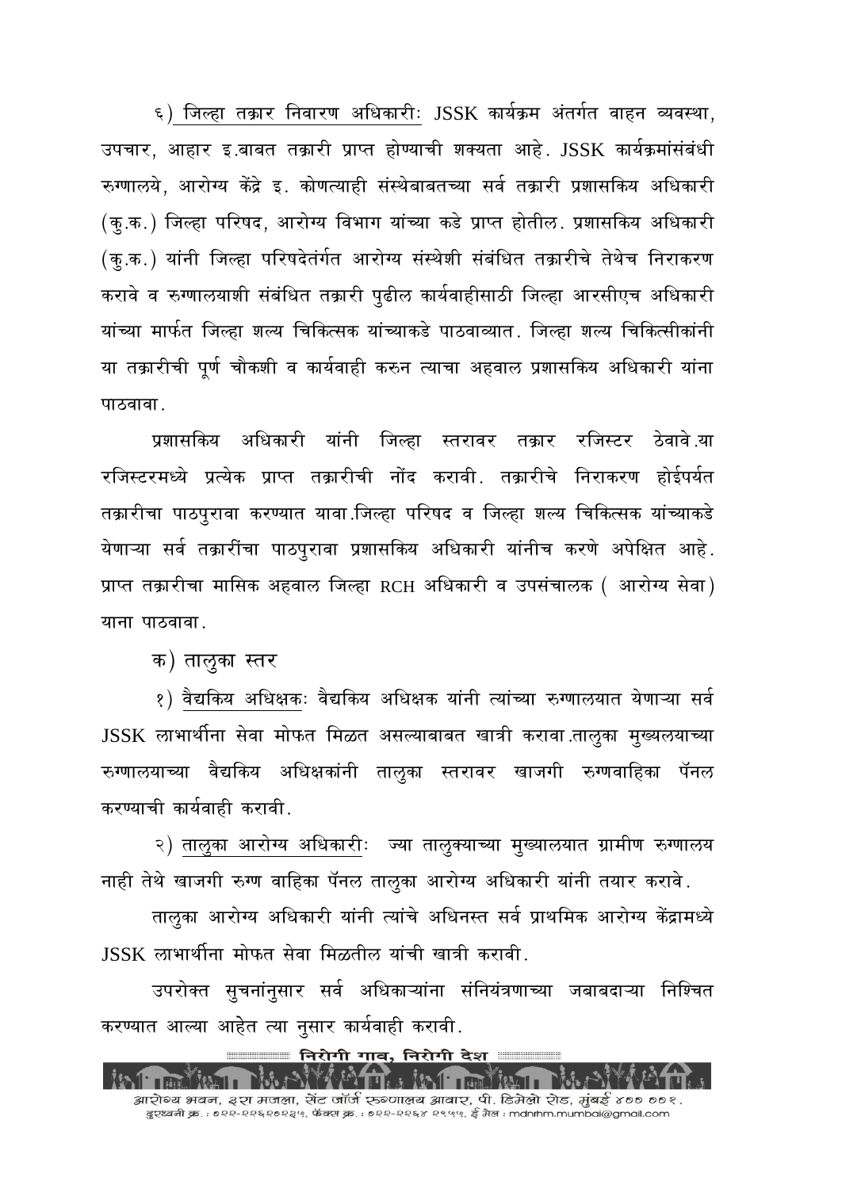६) <u>जिल्हा तक्रार निवारण अधिकारीः</u> JSSK कार्यक्रम अंतर्गत वाहन व्यवस्था, उपचार, आहार इ.बाबत तक्रारी प्राप्त होण्याची शक्यता आहे. JSSK कार्यक्रमांसंबंधी रुग्णालये, आरोग्य केंद्रे इ. कोणत्याही संस्थेबाबतच्या सर्व तक्रारी प्रशासकिय अधिकारी (कु.क.) जिल्हा परिषद, आरोग्य विभाग यांच्या कडे प्राप्त होतील. प्रशासकिय अधिकारी (कु.क.) यांनी जिल्हा परिषदेतंर्गत आरोग्य संस्थेशी संबंधित तक्रारीचे तेथेच निराकरण करावे व रुग्णालयाशी संबंधित तक्रारी पुढील कार्यवाहीसाठी जिल्हा आरसीएच अधिकारी यांच्या मार्फत जिल्हा शल्य चिकित्सक यांच्याकडे पाठवाव्यात. जिल्हा शल्य चिकित्सीकांनी या तक्रारीची पूर्ण चौकशी व कार्यवाही करुन त्याचा अहवाल प्रशासकिय अधिकारी यांना पाठवावा.

प्रशासकिय अधिकारी यांनी जिल्हा स्तरावर तक्रार रजिस्टर ठेवावे.या रजिस्टरमध्ये प्रत्येक प्राप्त तक्रारीची नोंद करावी. तक्रारीचे निराकरण होईपर्यंत तक्रारीचा पाठपुरावा करण्यात यावा.जिल्हा परिषद व जिल्हा शल्य चिकित्सक यांच्याकडे येणाऱ्या सर्व तक्रारींचा पाठपुरावा प्रशासकिय अधिकारी यांनीच करणे अपेक्षित आहे. प्राप्त तक्रारीचा मासिक अहवाल जिल्हा RCH अधिकारी व उपसंचालक ( आरोग्य सेवा) याना पाठवावा.

क) तालुका स्तर

१) <u>वैद्यकिय अधिक्षकः</u> वैद्यकिय अधिक्षक यांनी त्यांच्या रुग्णालयात येणाऱ्या सर्व JSSK लाभार्थीना सेवा मोफत मिळत असल्याबाबत खात्री करावा.तालुका मुख्यलयाच्या रुग्णालयाच्या वैद्यकिय अधिक्षकांनी तालुका स्तरावर खाजगी रुगवाहिका पॅनल करण्याची कार्यवाही करावी.

२) <u>तालुका आरोग्य अधिकारीः</u> ज्या तालुक्याच्या मुख्यालयात ग्रामीण रुग्णालय नाही तेथे खाजगी रुग्ण वाहिका पॅनल तालुका आरोग्य अधिकारी यांनी तयार करावे.

तालुका आरोग्य अधिकारी यांनी त्यांचे अधिनस्त सर्व प्राथमिक आरोग्य केंद्रामध्ये JSSK लाभार्थीना मोफत सेवा मिळतील यांची खात्री करावी.

उपरोक्त सुचनांनुसार सर्व अधिकाऱ्यांना संनियंत्रणाच्या जबाबदाऱ्या निश्चित करण्यात आल्या आहेत त्या नुसार कार्यवाही करावी.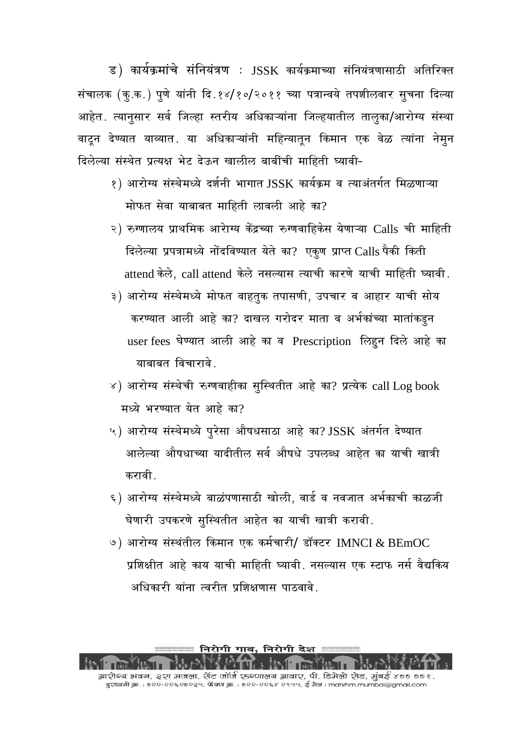ड) **कार्यक्रमांचे संनियंत्रण** : JSSK कार्यक्रमाच्या संनियंत्रणासाठी अतिरिक्त संचालक (कु.क.) पुणे यांनी दि.१४/१०/२०११ च्या पत्रान्वये तपशीलवार सुचना दिल्या आहेत. त्यानुसार सर्व जिल्हा स्तरीय अधिकाऱ्यांना जिल्हयातील तालुका/आरोग्य संस्था वाटून देण्यात याव्यात. या अधिकाऱ्यांनी महिन्यातून किमान एक वेळ त्यांना नेमुन दिलेल्या संस्थेत प्रत्यक्ष भेट देऊन खालील बाबींची माहिती घ्यावी-

१) आरोग्य संस्थेमध्ये दर्शनी भागात JSSK कार्यक्रम व त्याअंतर्गत मिळणाऱ्या मोफत सेवा याबाबत माहिती लावली आहे का?

२) रुग्णालय प्राथमिक आरोग्य केंद्रच्या रुग्णवाहिकेस येणाऱ्या Calls ची माहिती दिलेल्या प्रपत्रामध्ये नोंदविण्यात येते का? एकुण प्राप्त Calls पैकी किती attend केले, call attend केले नसल्यास त्याची कारणे याची माहिती घ्यावी.

३) आरोग्य संस्थेमध्ये मोफत वाहतुक तपासणी, उपचार व आहार याची सोय करण्यात आली आहे का? दाखल गरोदर माता व अर्भकांच्या मातांकडुन user fees घेण्यात आली आहे का व Prescription लिहुन दिले आहे का याबाबत विचारावे.

४) आरोग्य संस्थेची रुग्णवाहीका सुस्थितीत आहे का? प्रत्येक call Log book मध्ये भरण्यात येत आहे का?

५) आरोग्य संस्थेमध्ये पुरेसा औषधसाठा आहे का? JSSK अंतर्गत देण्यात आलेल्या औषधाच्या यादीतील सर्व औषधे उपलब्ध आहेत का याची खात्री करावी.

६) आरोग्य संस्थेमध्ये बाळंपणासाठी खोली, वार्ड व नवजात अर्भकाची काळजी घेणारी उपकरणे सुस्थितीत आहेत का याची खात्री करावी.

७) आरोग्य संस्थंतील किमान एक कर्मचारी/ डॉक्टर IMNCI & BEmOC प्रशिक्षीत आहे काय याची माहिती घ्यावी. नसल्यास एक स्टाफ नर्स वैद्यकिय अधिकारी यांना त्वरीत प्रशिक्षणास पाठवावे.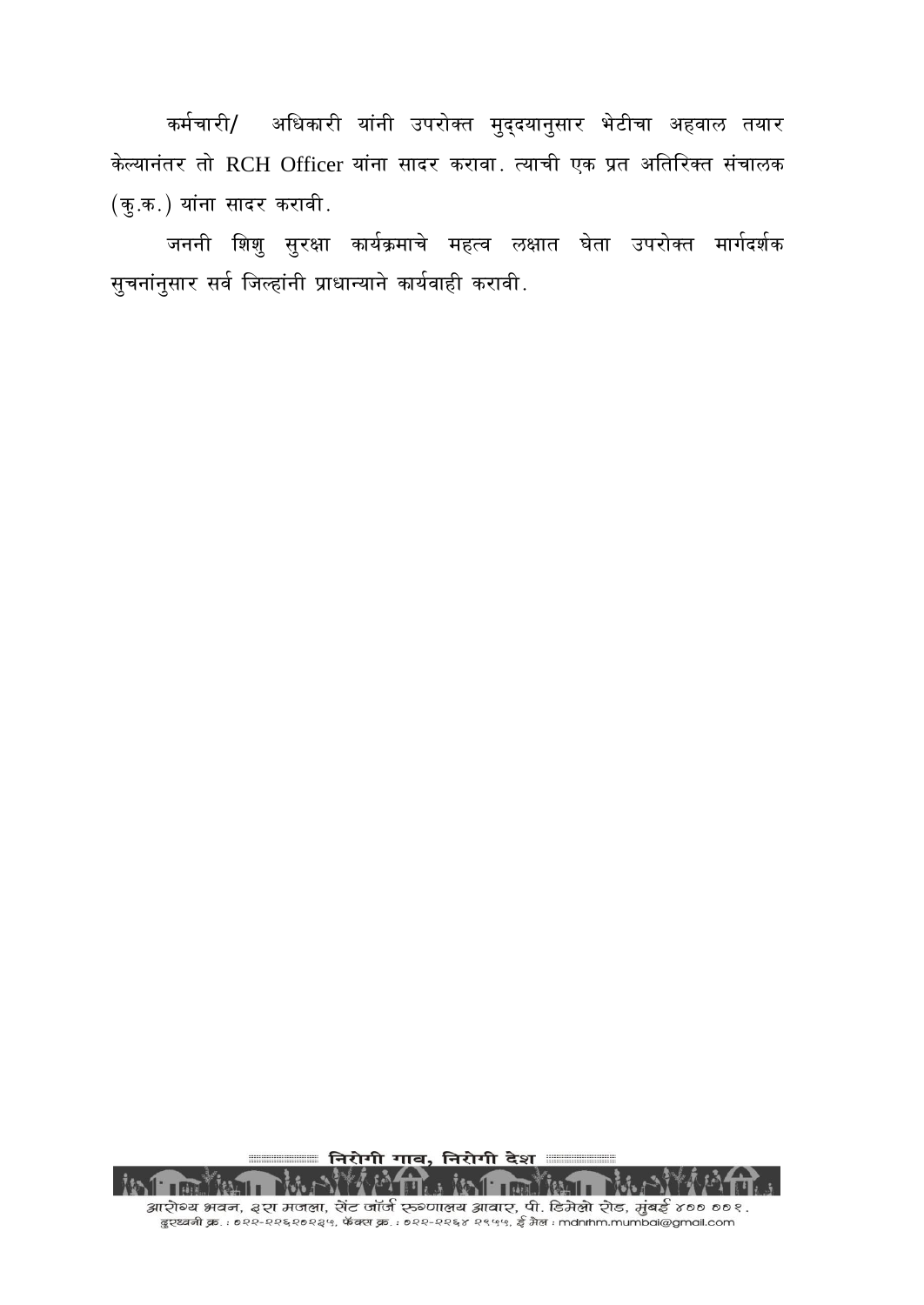कर्मचारी/ अधिकारी यांनी उपरोक्त मुद्दयानुसार भेटीचा अहवाल तयार केल्यानंतर तो RCH Officer यांना सादर करावा. त्याची एक प्रत अतिरिक्त संचालक (कु.क.) यांना सादर करावी.

जननी शिशु सुरक्षा कार्यक्रमाचे महत्व लक्षात घेता उपरोक्त मार्गदर्शक सुचनांनुसार सर्व जिल्हांनी प्राधान्याने कार्यवाही करावी.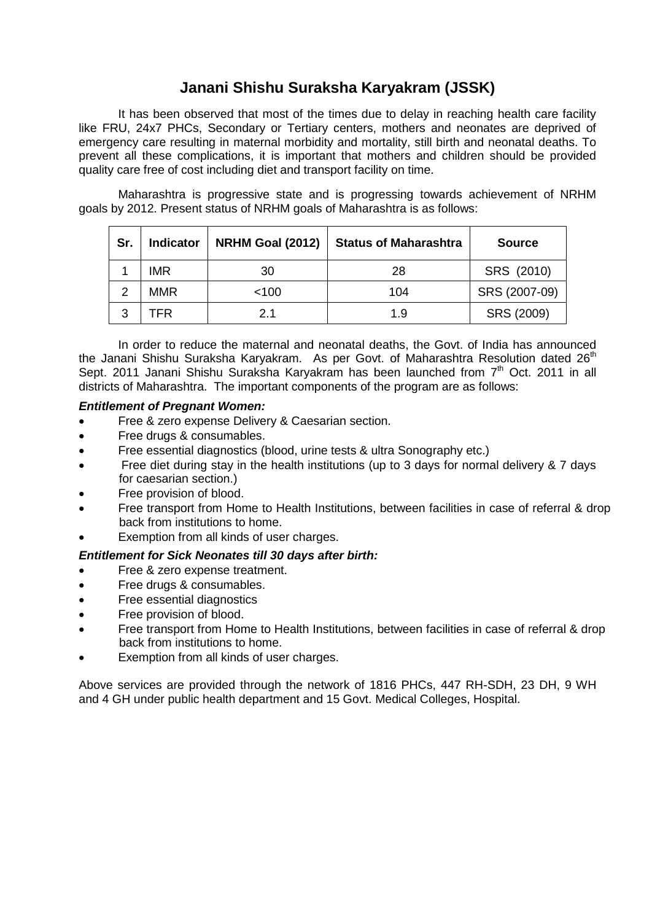# Janani Shishu Suraksha Karyakram (JSSK)

It has been observed that most of the times due to delay in reaching health care facility like FRU, 24x7 PHCs, Secondary or Tertiary centers, mothers and neonates are deprived of emergency care resulting in maternal morbidity and mortality, still birth and neonatal deaths. To prevent all these complications, it is important that mothers and children should be provided quality care free of cost including diet and transport facility on time.

Maharashtra is progressive state and is progressing towards achievement of NRHM goals by 2012. Present status of NRHM goals of Maharashtra is as follows:

| Sr. | Indicator | NRHM Goal (2012) | Status of Maharashtra | Source |
|---|---|---|---|---|
| 1 | IMR | 30 | 28 | SRS (2010) |
| 2 | MMR | <100 | 104 | SRS (2007-09) |
| 3 | TFR | 2.1 | 1.9 | SRS (2009) |

In order to reduce the maternal and neonatal deaths, the Govt. of India has announced the Janani Shishu Suraksha Karyakram. As per Govt. of Maharashtra Resolution dated 26th Sept. 2011 Janani Shishu Suraksha Karyakram has been launched from 7th Oct. 2011 in all districts of Maharashtra. The important components of the program are as follows:

***Entitlement of Pregnant Women:***

- Free & zero expense Delivery & Caesarian section.
- Free drugs & consumables.
- Free essential diagnostics (blood, urine tests & ultra Sonography etc.)
- Free diet during stay in the health institutions (up to 3 days for normal delivery & 7 days for caesarian section.)
- Free provision of blood.
- Free transport from Home to Health Institutions, between facilities in case of referral & drop back from institutions to home.
- Exemption from all kinds of user charges.

***Entitlement for Sick Neonates till 30 days after birth:***

- Free & zero expense treatment.
- Free drugs & consumables.
- Free essential diagnostics
- Free provision of blood.
- Free transport from Home to Health Institutions, between facilities in case of referral & drop back from institutions to home.
- Exemption from all kinds of user charges.

Above services are provided through the network of 1816 PHCs, 447 RH-SDH, 23 DH, 9 WH and 4 GH under public health department and 15 Govt. Medical Colleges, Hospital.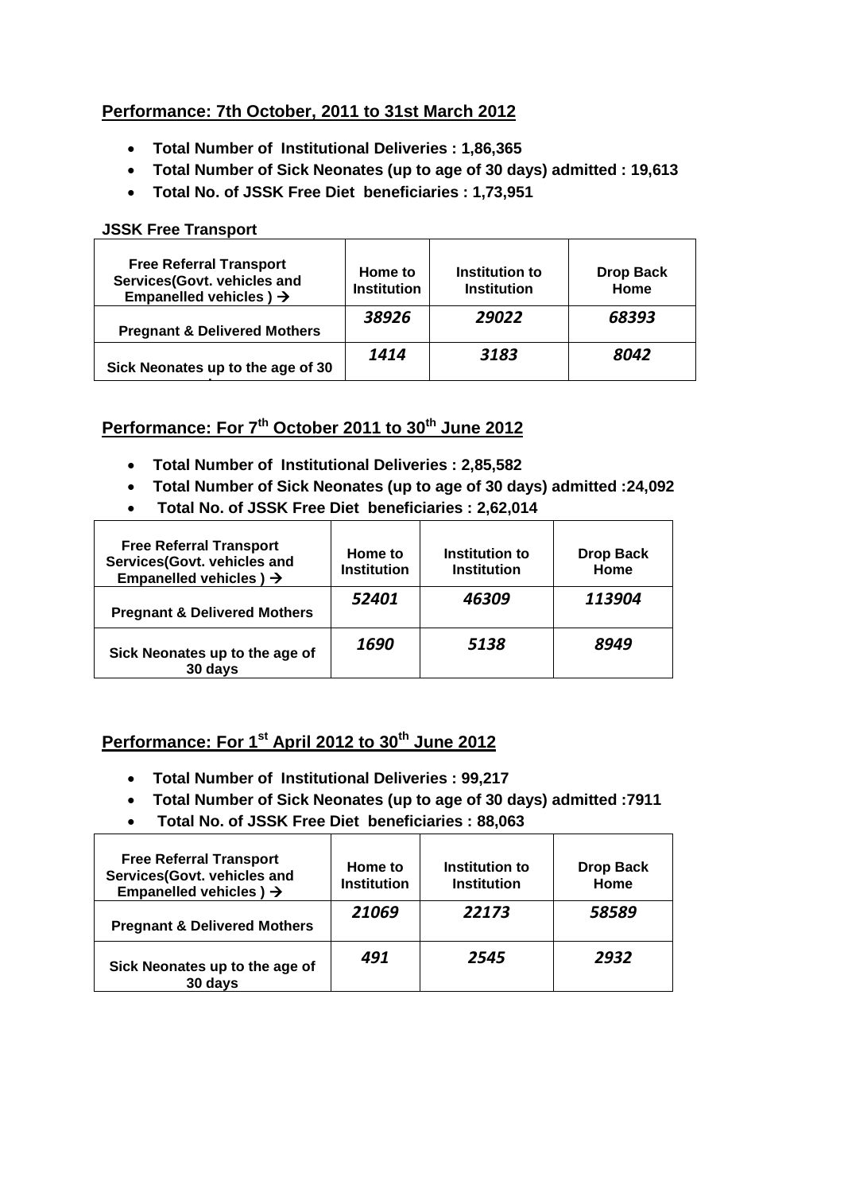## Performance: 7th October, 2011 to 31st March 2012

- **Total Number of Institutional Deliveries : 1,86,365**
- **Total Number of Sick Neonates (up to age of 30 days) admitted : 19,613**
- **Total No. of JSSK Free Diet beneficiaries : 1,73,951**

**JSSK Free Transport**

| Free Referral Transport Services(Govt. vehicles and Empanelled vehicles ) → | Home to Institution | Institution to Institution | Drop Back Home |
|---|---|---|---|
| Pregnant & Delivered Mothers | *38926* | *29022* | *68393* |
| Sick Neonates up to the age of 30 days | *1414* | *3183* | *8042* |

## Performance: For 7th October 2011 to 30th June 2012

- **Total Number of Institutional Deliveries : 2,85,582**
- **Total Number of Sick Neonates (up to age of 30 days) admitted :24,092**
- **Total No. of JSSK Free Diet beneficiaries : 2,62,014**

| Free Referral Transport Services(Govt. vehicles and Empanelled vehicles ) → | Home to Institution | Institution to Institution | Drop Back Home |
|---|---|---|---|
| Pregnant & Delivered Mothers | *52401* | *46309* | *113904* |
| Sick Neonates up to the age of 30 days | *1690* | *5138* | *8949* |

## Performance: For 1st April 2012 to 30th June 2012

- **Total Number of Institutional Deliveries : 99,217**
- **Total Number of Sick Neonates (up to age of 30 days) admitted :7911**
- **Total No. of JSSK Free Diet beneficiaries : 88,063**

| Free Referral Transport Services(Govt. vehicles and Empanelled vehicles ) → | Home to Institution | Institution to Institution | Drop Back Home |
|---|---|---|---|
| Pregnant & Delivered Mothers | *21069* | *22173* | *58589* |
| Sick Neonates up to the age of 30 days | *491* | *2545* | *2932* |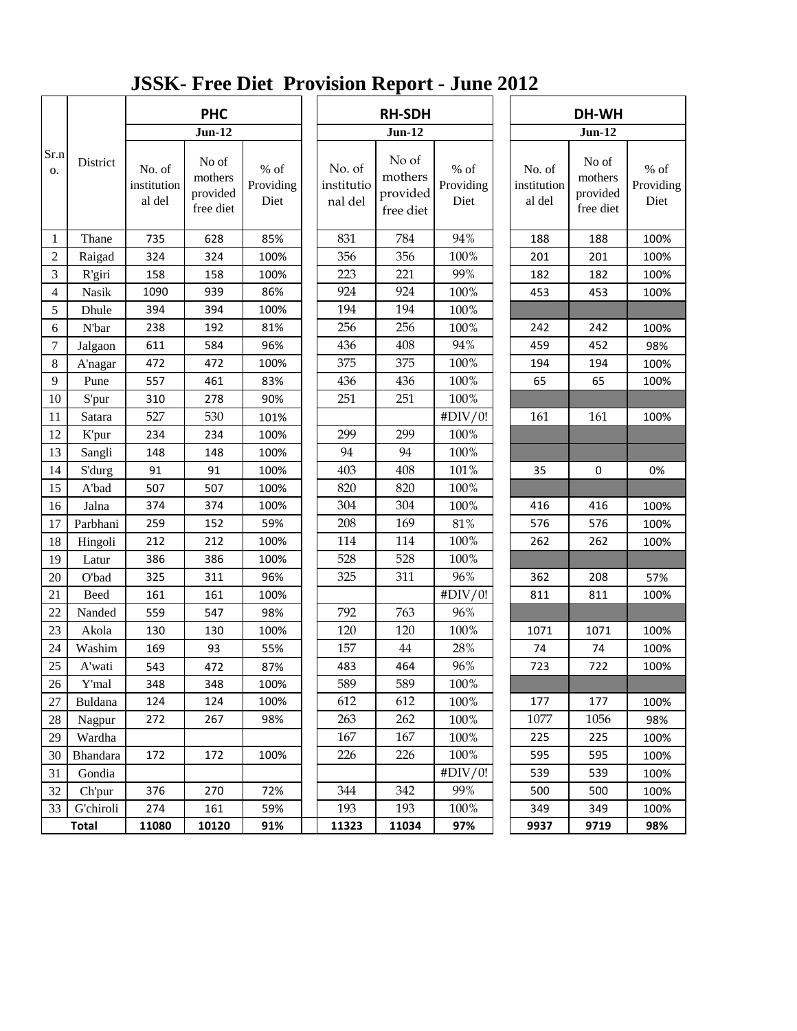# JSSK- Free Diet Provision Report - June 2012

| Sr.no. | District | PHC Jun-12 | | | RH-SDH Jun-12 | | | DH-WH Jun-12 | | |
|---|---|---|---|---|---|---|---|---|---|---|
| | | No. of institutional del | No of mothers provided free diet | % of Providing Diet | No. of institutional del | No of mothers provided free diet | % of Providing Diet | No. of institutional del | No of mothers provided free diet | % of Providing Diet |
| 1 | Thane | 735 | 628 | 85% | 831 | 784 | 94% | 188 | 188 | 100% |
| 2 | Raigad | 324 | 324 | 100% | 356 | 356 | 100% | 201 | 201 | 100% |
| 3 | R'giri | 158 | 158 | 100% | 223 | 221 | 99% | 182 | 182 | 100% |
| 4 | Nasik | 1090 | 939 | 86% | 924 | 924 | 100% | 453 | 453 | 100% |
| 5 | Dhule | 394 | 394 | 100% | 194 | 194 | 100% | | | |
| 6 | N'bar | 238 | 192 | 81% | 256 | 256 | 100% | 242 | 242 | 100% |
| 7 | Jalgaon | 611 | 584 | 96% | 436 | 408 | 94% | 459 | 452 | 98% |
| 8 | A'nagar | 472 | 472 | 100% | 375 | 375 | 100% | 194 | 194 | 100% |
| 9 | Pune | 557 | 461 | 83% | 436 | 436 | 100% | 65 | 65 | 100% |
| 10 | S'pur | 310 | 278 | 90% | 251 | 251 | 100% | | | |
| 11 | Satara | 527 | 530 | 101% | | | #DIV/0! | 161 | 161 | 100% |
| 12 | K'pur | 234 | 234 | 100% | 299 | 299 | 100% | | | |
| 13 | Sangli | 148 | 148 | 100% | 94 | 94 | 100% | | | |
| 14 | S'durg | 91 | 91 | 100% | 403 | 408 | 101% | 35 | 0 | 0% |
| 15 | A'bad | 507 | 507 | 100% | 820 | 820 | 100% | | | |
| 16 | Jalna | 374 | 374 | 100% | 304 | 304 | 100% | 416 | 416 | 100% |
| 17 | Parbhani | 259 | 152 | 59% | 208 | 169 | 81% | 576 | 576 | 100% |
| 18 | Hingoli | 212 | 212 | 100% | 114 | 114 | 100% | 262 | 262 | 100% |
| 19 | Latur | 386 | 386 | 100% | 528 | 528 | 100% | | | |
| 20 | O'bad | 325 | 311 | 96% | 325 | 311 | 96% | 362 | 208 | 57% |
| 21 | Beed | 161 | 161 | 100% | | | #DIV/0! | 811 | 811 | 100% |
| 22 | Nanded | 559 | 547 | 98% | 792 | 763 | 96% | | | |
| 23 | Akola | 130 | 130 | 100% | 120 | 120 | 100% | 1071 | 1071 | 100% |
| 24 | Washim | 169 | 93 | 55% | 157 | 44 | 28% | 74 | 74 | 100% |
| 25 | A'wati | 543 | 472 | 87% | 483 | 464 | 96% | 723 | 722 | 100% |
| 26 | Y'mal | 348 | 348 | 100% | 589 | 589 | 100% | | | |
| 27 | Buldana | 124 | 124 | 100% | 612 | 612 | 100% | 177 | 177 | 100% |
| 28 | Nagpur | 272 | 267 | 98% | 263 | 262 | 100% | 1077 | 1056 | 98% |
| 29 | Wardha | | | | 167 | 167 | 100% | 225 | 225 | 100% |
| 30 | Bhandara | 172 | 172 | 100% | 226 | 226 | 100% | 595 | 595 | 100% |
| 31 | Gondia | | | | | | #DIV/0! | 539 | 539 | 100% |
| 32 | Ch'pur | 376 | 270 | 72% | 344 | 342 | 99% | 500 | 500 | 100% |
| 33 | G'chiroli | 274 | 161 | 59% | 193 | 193 | 100% | 349 | 349 | 100% |
| **Total** | | **11080** | **10120** | **91%** | **11323** | **11034** | **97%** | **9937** | **9719** | **98%** |